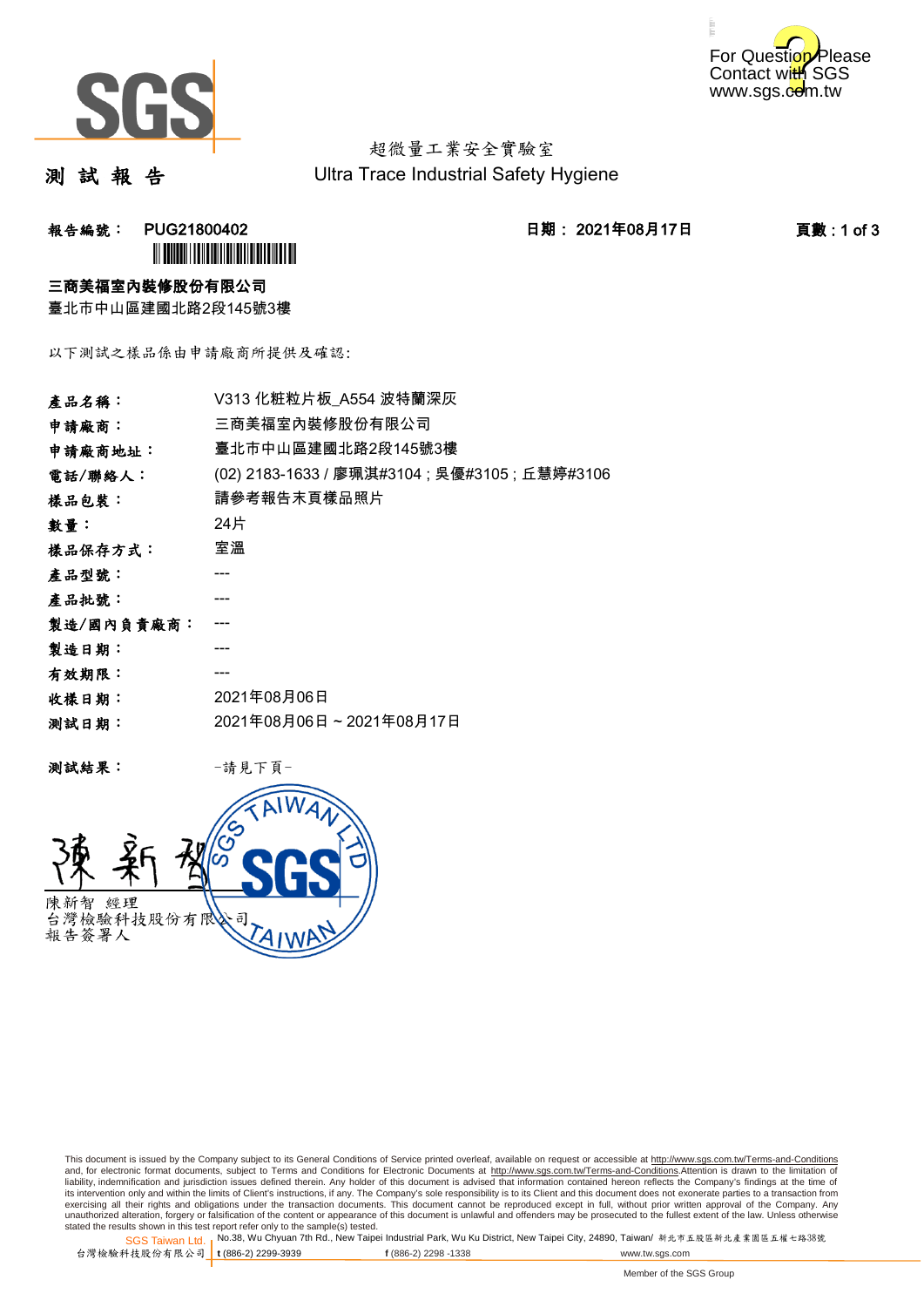超微量工業安全實驗室

Ultra Trace Industrial Safety Hygiene

# 測 試 報 告

**報告編號： PUG21800402** **日期： 2021年08月17日** **頁數 : 1 of 3**

**三商美福室內裝修股份有限公司**

臺北市中山區建國北路2段145號3樓

以下測試之樣品係由申請廠商所提供及確認:

| | |
|---|---|
| **產品名稱：** | V313 化粧粒片板_A554 波特蘭深灰 |
| **申請廠商：** | 三商美福室內裝修股份有限公司 |
| **申請廠商地址：** | 臺北市中山區建國北路2段145號3樓 |
| **電話/聯絡人：** | (02) 2183-1633 / 廖珮淇#3104 ; 吳優#3105 ; 丘慧婷#3106 |
| **樣品包裝：** | 請參考報告末頁樣品照片 |
| **數量：** | 24片 |
| **樣品保存方式：** | 室溫 |
| **產品型號：** | --- |
| **產品批號：** | --- |
| **製造/國內負責廠商：** | --- |
| **製造日期：** | --- |
| **有效期限：** | --- |
| **收樣日期：** | 2021年08月06日 |
| **測試日期：** | 2021年08月06日 ~ 2021年08月17日 |

**測試結果：** -請見下頁-

陳新智 經理
台灣檢驗科技股份有限公司
報告簽署人

This document is issued by the Company subject to its General Conditions of Service printed overleaf, available on request or accessible at http://www.sgs.com.tw/Terms-and-Conditions and, for electronic format documents, subject to Terms and Conditions for Electronic Documents at http://www.sgs.com.tw/Terms-and-Conditions.Attention is drawn to the limitation of liability, indemnification and jurisdiction issues defined therein. Any holder of this document is advised that information contained hereon reflects the Company's findings at the time of its intervention only and within the limits of Client's instructions, if any. The Company's sole responsibility is to its Client and this document does not exonerate parties to a transaction from exercising all their rights and obligations under the transaction documents. This document cannot be reproduced except in full, without prior written approval of the Company. Any unauthorized alteration, forgery or falsification of the content or appearance of this document is unlawful and offenders may be prosecuted to the fullest extent of the law. Unless otherwise stated the results shown in this test report refer only to the sample(s) tested.

SGS Taiwan Ltd. | No.38, Wu Chyuan 7th Rd., New Taipei Industrial Park, Wu Ku District, New Taipei City, 24890, Taiwan/ 新北市五股區新北產業園區五權七路38號
台灣檢驗科技股份有限公司 | t (886-2) 2299-3939 f (886-2) 2298 -1338 www.tw.sgs.com

Member of the SGS Group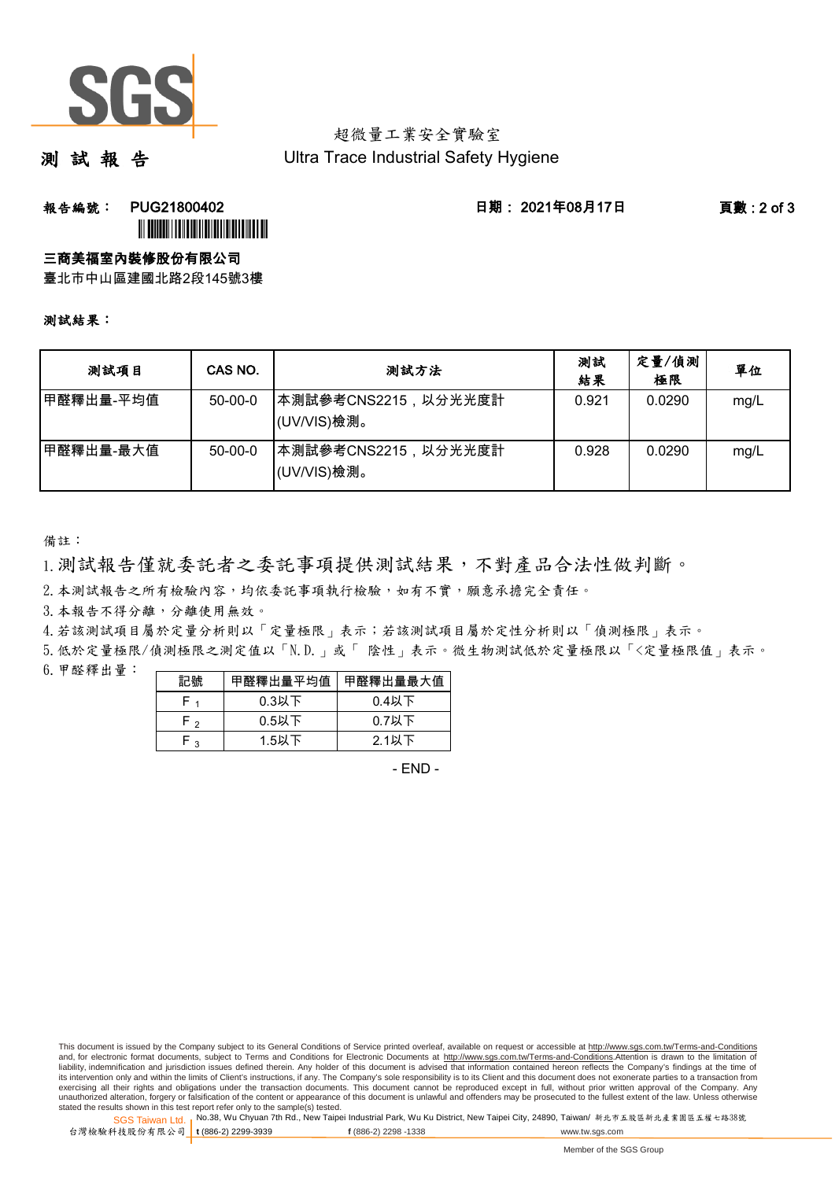超微量工業安全實驗室
Ultra Trace Industrial Safety Hygiene

# 測 試 報 告

**報告編號： PUG21800402** **日期： 2021年08月17日**

**三商美福室內裝修股份有限公司**
臺北市中山區建國北路2段145號3樓

**測試結果：**

| 測試項目 | CAS NO. | 測試方法 | 測試結果 | 定量/偵測極限 | 單位 |
|---|---|---|---|---|---|
| 甲醛釋出量-平均值 | 50-00-0 | 本測試參考CNS2215，以分光光度計(UV/VIS)檢測。 | 0.921 | 0.0290 | mg/L |
| 甲醛釋出量-最大值 | 50-00-0 | 本測試參考CNS2215，以分光光度計(UV/VIS)檢測。 | 0.928 | 0.0290 | mg/L |

備註：

1. 測試報告僅就委託者之委託事項提供測試結果，不對產品合法性做判斷。
2. 本測試報告之所有檢驗內容，均依委託事項執行檢驗，如有不實，願意承擔完全責任。
3. 本報告不得分離，分離使用無效。
4. 若該測試項目屬於定量分析則以「定量極限」表示；若該測試項目屬於定性分析則以「偵測極限」表示。
5. 低於定量極限/偵測極限之測定值以「N.D.」或「 陰性」表示。微生物測試低於定量極限以「<定量極限值」表示。
6. 甲醛釋出量：

| 記號 | 甲醛釋出量平均值 | 甲醛釋出量最大值 |
|---|---|---|
| $F_1$ | 0.3以下 | 0.4以下 |
| $F_2$ | 0.5以下 | 0.7以下 |
| $F_3$ | 1.5以下 | 2.1以下 |

- END -

This document is issued by the Company subject to its General Conditions of Service printed overleaf, available on request or accessible at http://www.sgs.com.tw/Terms-and-Conditions and, for electronic format documents, subject to Terms and Conditions for Electronic Documents at http://www.sgs.com.tw/Terms-and-Conditions.Attention is drawn to the limitation of liability, indemnification and jurisdiction issues defined therein. Any holder of this document is advised that information contained hereon reflects the Company's findings at the time of its intervention only and within the limits of Client's instructions, if any. The Company's sole responsibility is to its Client and this document does not exonerate parties to a transaction from exercising all their rights and obligations under the transaction documents. This document cannot be reproduced except in full, without prior written approval of the Company. Any unauthorized alteration, forgery or falsification of the content or appearance of this document is unlawful and offenders may be prosecuted to the fullest extent of the law. Unless otherwise stated the results shown in this test report refer only to the sample(s) tested.

SGS Taiwan Ltd. 台灣檢驗科技股份有限公司 | No.38, Wu Chyuan 7th Rd., New Taipei Industrial Park, Wu Ku District, New Taipei City, 24890, Taiwan/ 新北市五股區新北產業園區五權七路38號 | t (886-2) 2299-3939 f (886-2) 2298 -1338 www.tw.sgs.com

Member of the SGS Group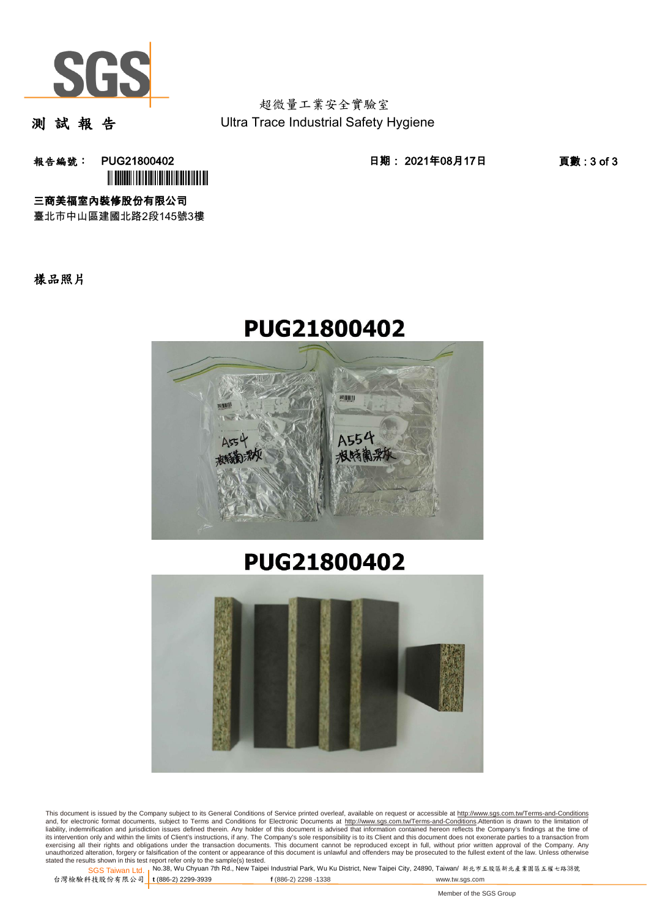測 試 報 告

超微量工業安全實驗室
Ultra Trace Industrial Safety Hygiene

報告編號： PUG21800402

日期： 2021年08月17日

**三商美福室內裝修股份有限公司**
臺北市中山區建國北路2段145號3樓

## 樣品照片

PUG21800402

PUG21800402

This document is issued by the Company subject to its General Conditions of Service printed overleaf, available on request or accessible at http://www.sgs.com.tw/Terms-and-Conditions and, for electronic format documents, subject to Terms and Conditions for Electronic Documents at http://www.sgs.com.tw/Terms-and-Conditions.Attention is drawn to the limitation of liability, indemnification and jurisdiction issues defined therein. Any holder of this document is advised that information contained hereon reflects the Company's findings at the time of its intervention only and within the limits of Client's instructions, if any. The Company's sole responsibility is to its Client and this document does not exonerate parties to a transaction from exercising all their rights and obligations under the transaction documents. This document cannot be reproduced except in full, without prior written approval of the Company. Any unauthorized alteration, forgery or falsification of the content or appearance of this document is unlawful and offenders may be prosecuted to the fullest extent of the law. Unless otherwise stated the results shown in this test report refer only to the sample(s) tested.

SGS Taiwan Ltd. 台灣檢驗科技股份有限公司 | No.38, Wu Chyuan 7th Rd., New Taipei Industrial Park, Wu Ku District, New Taipei City, 24890, Taiwan/ 新北市五股區新北產業園區五權七路38號
t (886-2) 2299-3939 f (886-2) 2298 -1338 www.tw.sgs.com

Member of the SGS Group